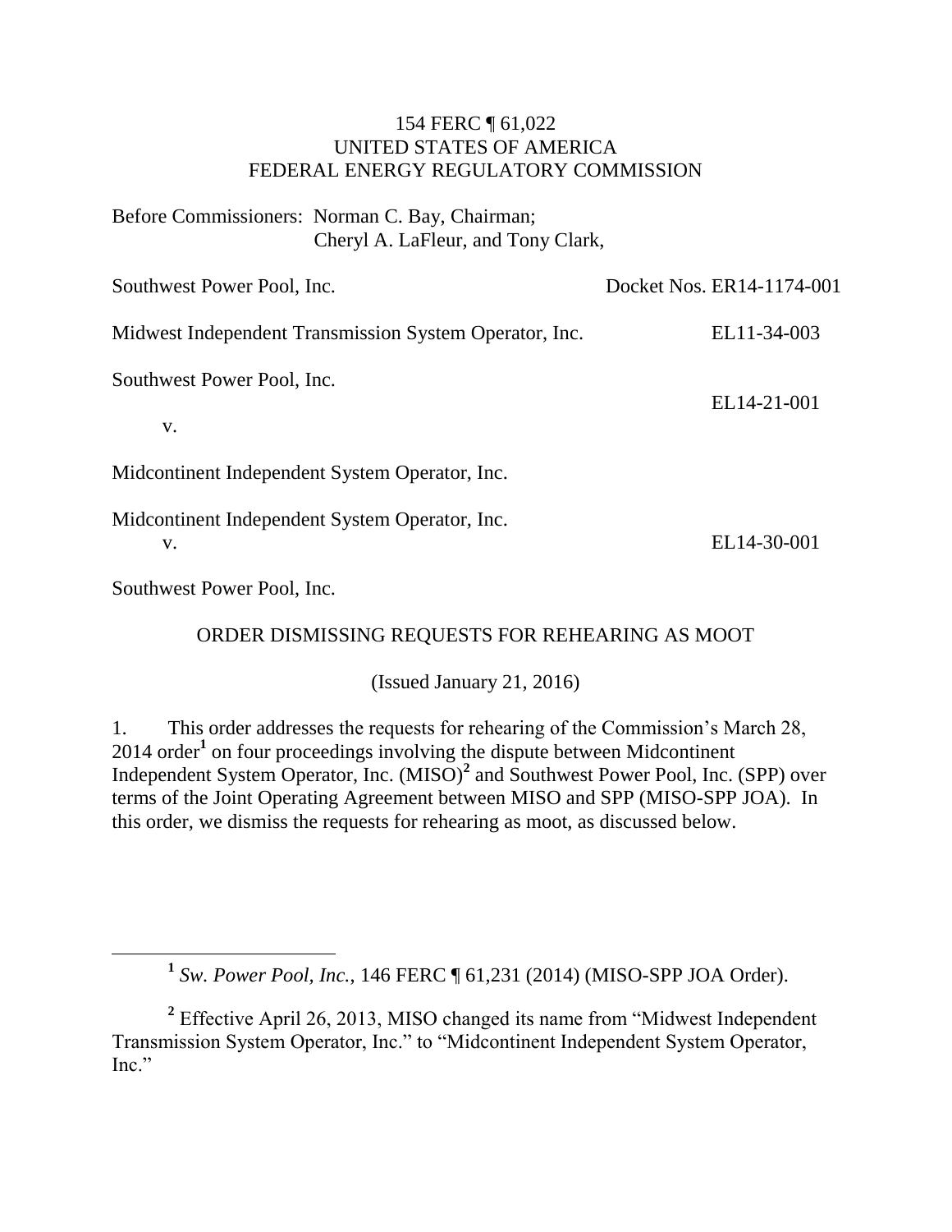154 FERC ¶ 61,022
UNITED STATES OF AMERICA
FEDERAL ENERGY REGULATORY COMMISSION

Before Commissioners: Norman C. Bay, Chairman;
Cheryl A. LaFleur, and Tony Clark,

| | |
|---|---|
| Southwest Power Pool, Inc. | Docket Nos. ER14-1174-001 |
| Midwest Independent Transmission System Operator, Inc. | EL11-34-003 |
| Southwest Power Pool, Inc.<br>v.<br>Midcontinent Independent System Operator, Inc. | EL14-21-001 |
| Midcontinent Independent System Operator, Inc.<br>v.<br>Southwest Power Pool, Inc. | EL14-30-001 |

ORDER DISMISSING REQUESTS FOR REHEARING AS MOOT

(Issued January 21, 2016)

1. This order addresses the requests for rehearing of the Commission's March 28, 2014 order[1] on four proceedings involving the dispute between Midcontinent Independent System Operator, Inc. (MISO)[2] and Southwest Power Pool, Inc. (SPP) over terms of the Joint Operating Agreement between MISO and SPP (MISO-SPP JOA). In this order, we dismiss the requests for rehearing as moot, as discussed below.

---

[1] *Sw. Power Pool, Inc.*, 146 FERC ¶ 61,231 (2014) (MISO-SPP JOA Order).

[2] Effective April 26, 2013, MISO changed its name from "Midwest Independent Transmission System Operator, Inc." to "Midcontinent Independent System Operator, Inc."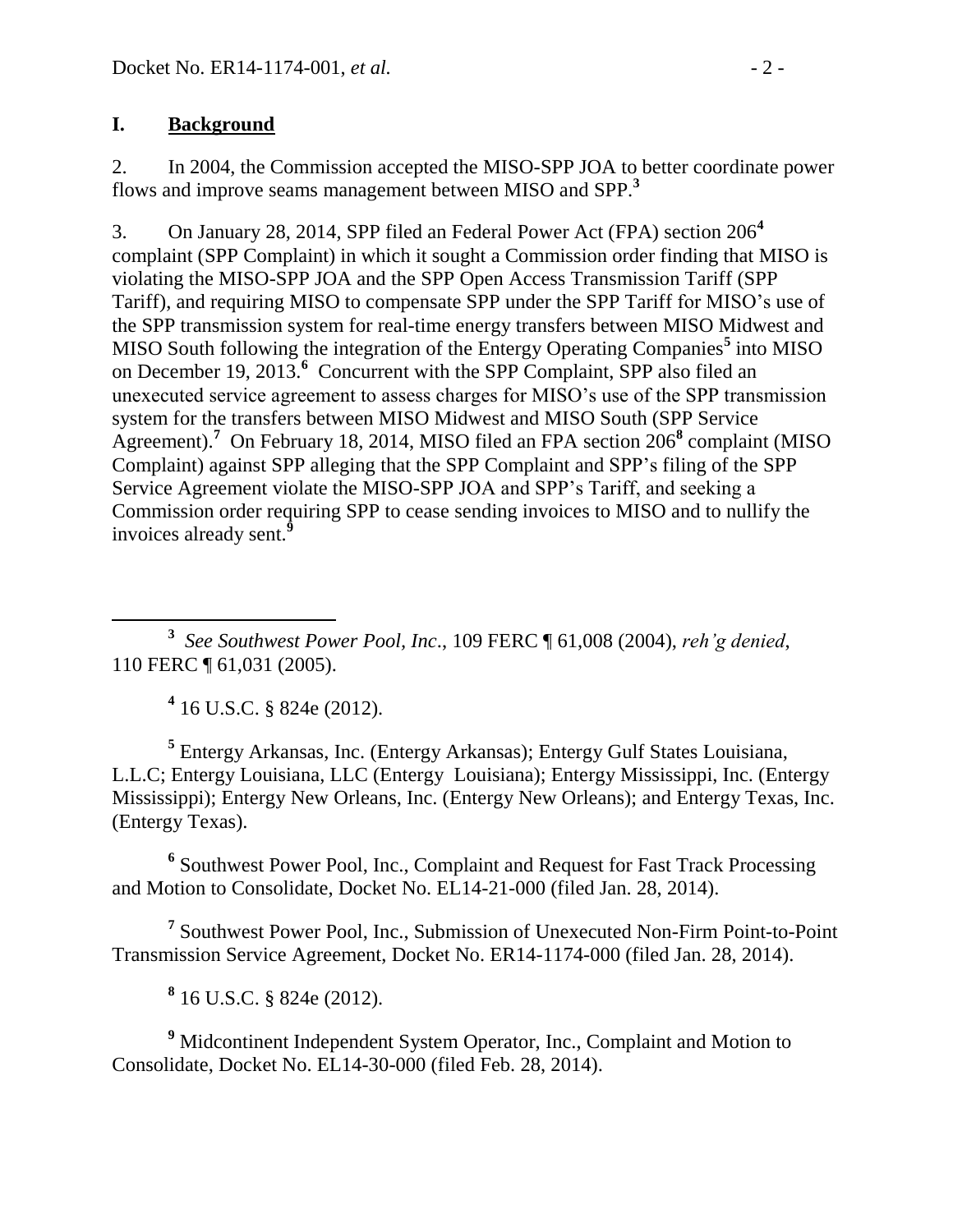## I. Background

2. In 2004, the Commission accepted the MISO-SPP JOA to better coordinate power flows and improve seams management between MISO and SPP.[3]

3. On January 28, 2014, SPP filed an Federal Power Act (FPA) section 206[4] complaint (SPP Complaint) in which it sought a Commission order finding that MISO is violating the MISO-SPP JOA and the SPP Open Access Transmission Tariff (SPP Tariff), and requiring MISO to compensate SPP under the SPP Tariff for MISO's use of the SPP transmission system for real-time energy transfers between MISO Midwest and MISO South following the integration of the Entergy Operating Companies[5] into MISO on December 19, 2013.[6] Concurrent with the SPP Complaint, SPP also filed an unexecuted service agreement to assess charges for MISO's use of the SPP transmission system for the transfers between MISO Midwest and MISO South (SPP Service Agreement).[7] On February 18, 2014, MISO filed an FPA section 206[8] complaint (MISO Complaint) against SPP alleging that the SPP Complaint and SPP's filing of the SPP Service Agreement violate the MISO-SPP JOA and SPP's Tariff, and seeking a Commission order requiring SPP to cease sending invoices to MISO and to nullify the invoices already sent.[9]

---

[3] *See Southwest Power Pool, Inc*., 109 FERC ¶ 61,008 (2004), *reh'g denied*, 110 FERC ¶ 61,031 (2005).

[4] 16 U.S.C. § 824e (2012).

[5] Entergy Arkansas, Inc. (Entergy Arkansas); Entergy Gulf States Louisiana, L.L.C; Entergy Louisiana, LLC (Entergy Louisiana); Entergy Mississippi, Inc. (Entergy Mississippi); Entergy New Orleans, Inc. (Entergy New Orleans); and Entergy Texas, Inc. (Entergy Texas).

[6] Southwest Power Pool, Inc., Complaint and Request for Fast Track Processing and Motion to Consolidate, Docket No. EL14-21-000 (filed Jan. 28, 2014).

[7] Southwest Power Pool, Inc., Submission of Unexecuted Non-Firm Point-to-Point Transmission Service Agreement, Docket No. ER14-1174-000 (filed Jan. 28, 2014).

[8] 16 U.S.C. § 824e (2012).

[9] Midcontinent Independent System Operator, Inc., Complaint and Motion to Consolidate, Docket No. EL14-30-000 (filed Feb. 28, 2014).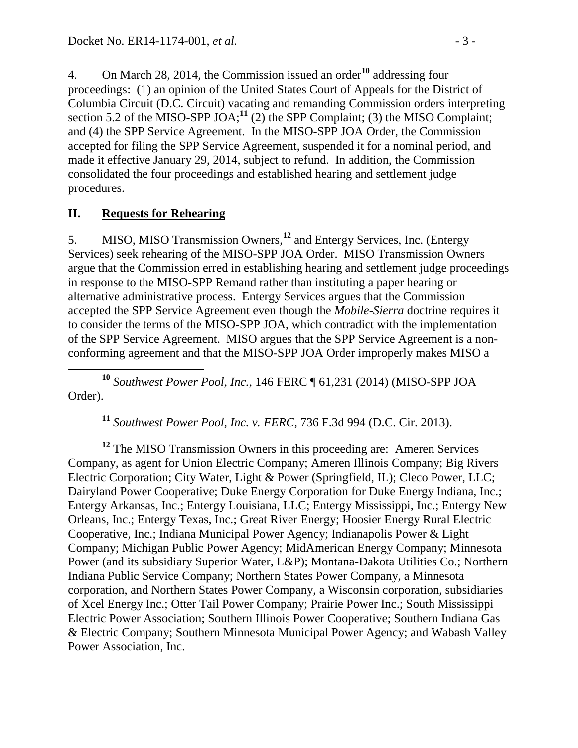4. On March 28, 2014, the Commission issued an order[10] addressing four proceedings: (1) an opinion of the United States Court of Appeals for the District of Columbia Circuit (D.C. Circuit) vacating and remanding Commission orders interpreting section 5.2 of the MISO-SPP JOA;[11] (2) the SPP Complaint; (3) the MISO Complaint; and (4) the SPP Service Agreement. In the MISO-SPP JOA Order, the Commission accepted for filing the SPP Service Agreement, suspended it for a nominal period, and made it effective January 29, 2014, subject to refund. In addition, the Commission consolidated the four proceedings and established hearing and settlement judge procedures.

## II. Requests for Rehearing

5. MISO, MISO Transmission Owners,[12] and Entergy Services, Inc. (Entergy Services) seek rehearing of the MISO-SPP JOA Order. MISO Transmission Owners argue that the Commission erred in establishing hearing and settlement judge proceedings in response to the MISO-SPP Remand rather than instituting a paper hearing or alternative administrative process. Entergy Services argues that the Commission accepted the SPP Service Agreement even though the *Mobile-Sierra* doctrine requires it to consider the terms of the MISO-SPP JOA, which contradict with the implementation of the SPP Service Agreement. MISO argues that the SPP Service Agreement is a non-conforming agreement and that the MISO-SPP JOA Order improperly makes MISO a

---

[10] *Southwest Power Pool, Inc.*, 146 FERC ¶ 61,231 (2014) (MISO-SPP JOA Order).

[11] *Southwest Power Pool, Inc. v. FERC*, 736 F.3d 994 (D.C. Cir. 2013).

[12] The MISO Transmission Owners in this proceeding are: Ameren Services Company, as agent for Union Electric Company; Ameren Illinois Company; Big Rivers Electric Corporation; City Water, Light & Power (Springfield, IL); Cleco Power, LLC; Dairyland Power Cooperative; Duke Energy Corporation for Duke Energy Indiana, Inc.; Entergy Arkansas, Inc.; Entergy Louisiana, LLC; Entergy Mississippi, Inc.; Entergy New Orleans, Inc.; Entergy Texas, Inc.; Great River Energy; Hoosier Energy Rural Electric Cooperative, Inc.; Indiana Municipal Power Agency; Indianapolis Power & Light Company; Michigan Public Power Agency; MidAmerican Energy Company; Minnesota Power (and its subsidiary Superior Water, L&P); Montana-Dakota Utilities Co.; Northern Indiana Public Service Company; Northern States Power Company, a Minnesota corporation, and Northern States Power Company, a Wisconsin corporation, subsidiaries of Xcel Energy Inc.; Otter Tail Power Company; Prairie Power Inc.; South Mississippi Electric Power Association; Southern Illinois Power Cooperative; Southern Indiana Gas & Electric Company; Southern Minnesota Municipal Power Agency; and Wabash Valley Power Association, Inc.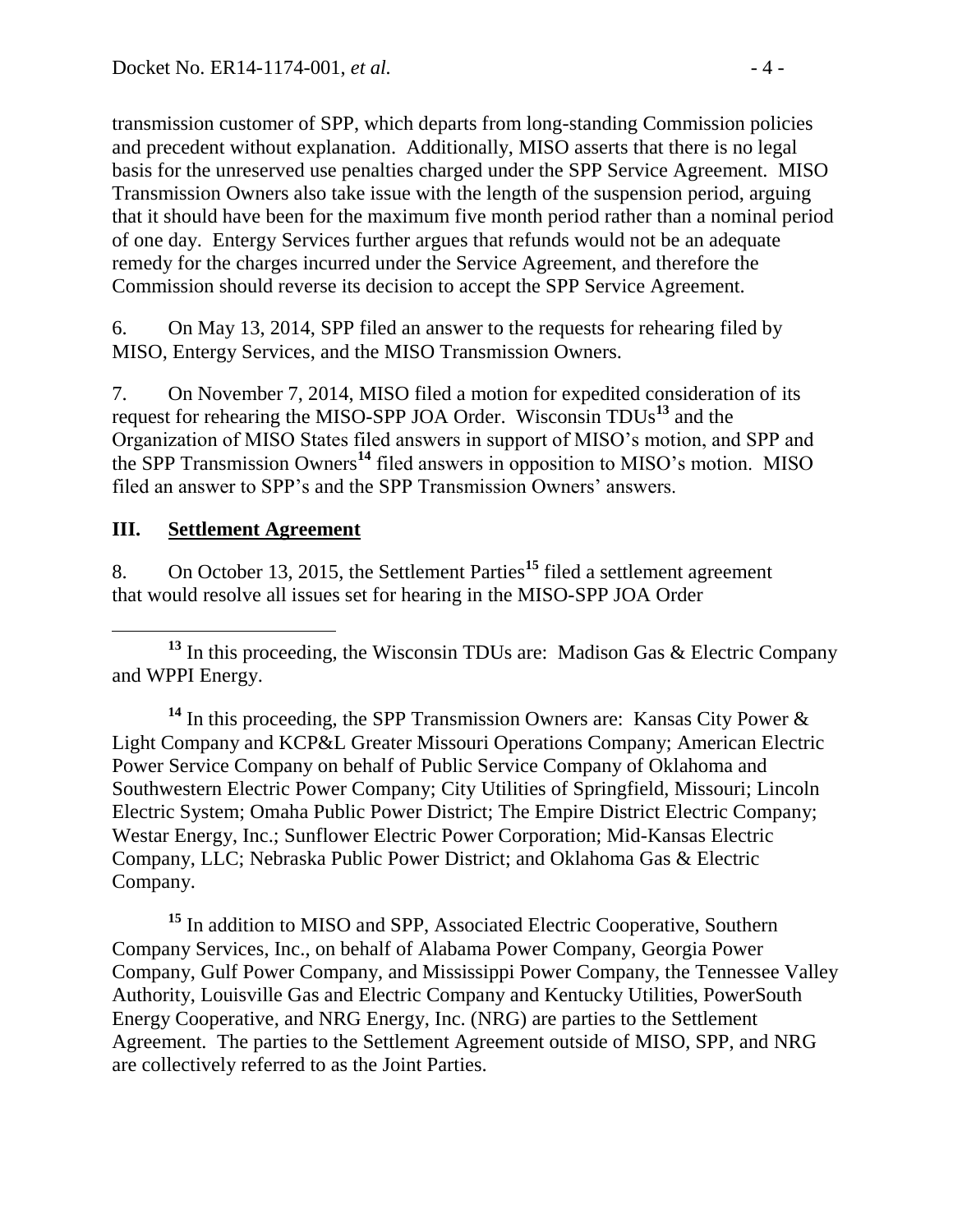transmission customer of SPP, which departs from long-standing Commission policies and precedent without explanation. Additionally, MISO asserts that there is no legal basis for the unreserved use penalties charged under the SPP Service Agreement. MISO Transmission Owners also take issue with the length of the suspension period, arguing that it should have been for the maximum five month period rather than a nominal period of one day. Entergy Services further argues that refunds would not be an adequate remedy for the charges incurred under the Service Agreement, and therefore the Commission should reverse its decision to accept the SPP Service Agreement.

6. On May 13, 2014, SPP filed an answer to the requests for rehearing filed by MISO, Entergy Services, and the MISO Transmission Owners.

7. On November 7, 2014, MISO filed a motion for expedited consideration of its request for rehearing the MISO-SPP JOA Order. Wisconsin TDUs[13] and the Organization of MISO States filed answers in support of MISO's motion, and SPP and the SPP Transmission Owners[14] filed answers in opposition to MISO's motion. MISO filed an answer to SPP's and the SPP Transmission Owners' answers.

## III. Settlement Agreement

8. On October 13, 2015, the Settlement Parties[15] filed a settlement agreement that would resolve all issues set for hearing in the MISO-SPP JOA Order

---

[13] In this proceeding, the Wisconsin TDUs are: Madison Gas & Electric Company and WPPI Energy.

[14] In this proceeding, the SPP Transmission Owners are: Kansas City Power & Light Company and KCP&L Greater Missouri Operations Company; American Electric Power Service Company on behalf of Public Service Company of Oklahoma and Southwestern Electric Power Company; City Utilities of Springfield, Missouri; Lincoln Electric System; Omaha Public Power District; The Empire District Electric Company; Westar Energy, Inc.; Sunflower Electric Power Corporation; Mid-Kansas Electric Company, LLC; Nebraska Public Power District; and Oklahoma Gas & Electric Company.

[15] In addition to MISO and SPP, Associated Electric Cooperative, Southern Company Services, Inc., on behalf of Alabama Power Company, Georgia Power Company, Gulf Power Company, and Mississippi Power Company, the Tennessee Valley Authority, Louisville Gas and Electric Company and Kentucky Utilities, PowerSouth Energy Cooperative, and NRG Energy, Inc. (NRG) are parties to the Settlement Agreement. The parties to the Settlement Agreement outside of MISO, SPP, and NRG are collectively referred to as the Joint Parties.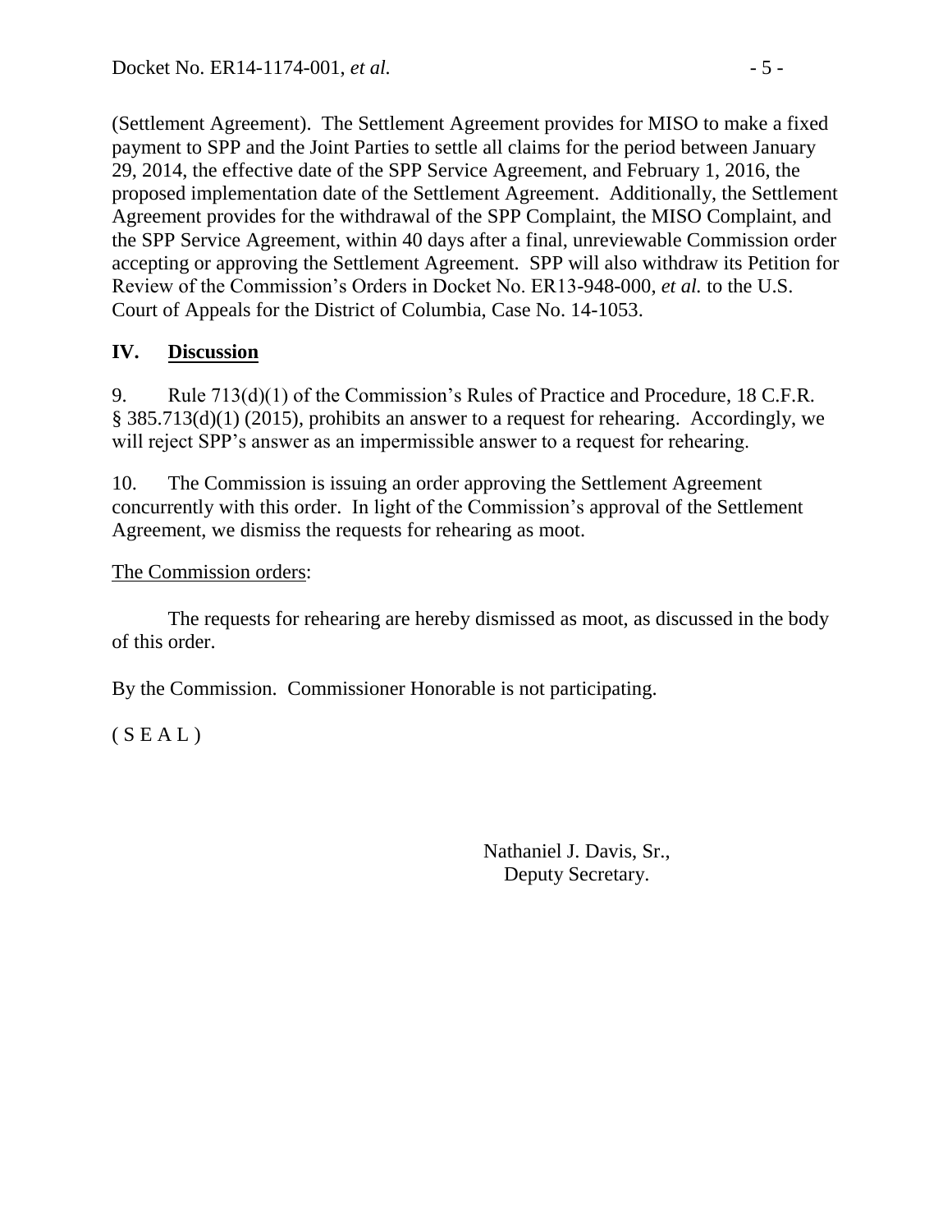(Settlement Agreement). The Settlement Agreement provides for MISO to make a fixed payment to SPP and the Joint Parties to settle all claims for the period between January 29, 2014, the effective date of the SPP Service Agreement, and February 1, 2016, the proposed implementation date of the Settlement Agreement. Additionally, the Settlement Agreement provides for the withdrawal of the SPP Complaint, the MISO Complaint, and the SPP Service Agreement, within 40 days after a final, unreviewable Commission order accepting or approving the Settlement Agreement. SPP will also withdraw its Petition for Review of the Commission's Orders in Docket No. ER13-948-000, *et al.* to the U.S. Court of Appeals for the District of Columbia, Case No. 14-1053.

## IV. <u>Discussion</u>

9. Rule 713(d)(1) of the Commission's Rules of Practice and Procedure, 18 C.F.R. § 385.713(d)(1) (2015), prohibits an answer to a request for rehearing. Accordingly, we will reject SPP's answer as an impermissible answer to a request for rehearing.

10. The Commission is issuing an order approving the Settlement Agreement concurrently with this order. In light of the Commission's approval of the Settlement Agreement, we dismiss the requests for rehearing as moot.

<u>The Commission orders</u>:

The requests for rehearing are hereby dismissed as moot, as discussed in the body of this order.

By the Commission. Commissioner Honorable is not participating.

( S E A L )

Nathaniel J. Davis, Sr.,
Deputy Secretary.